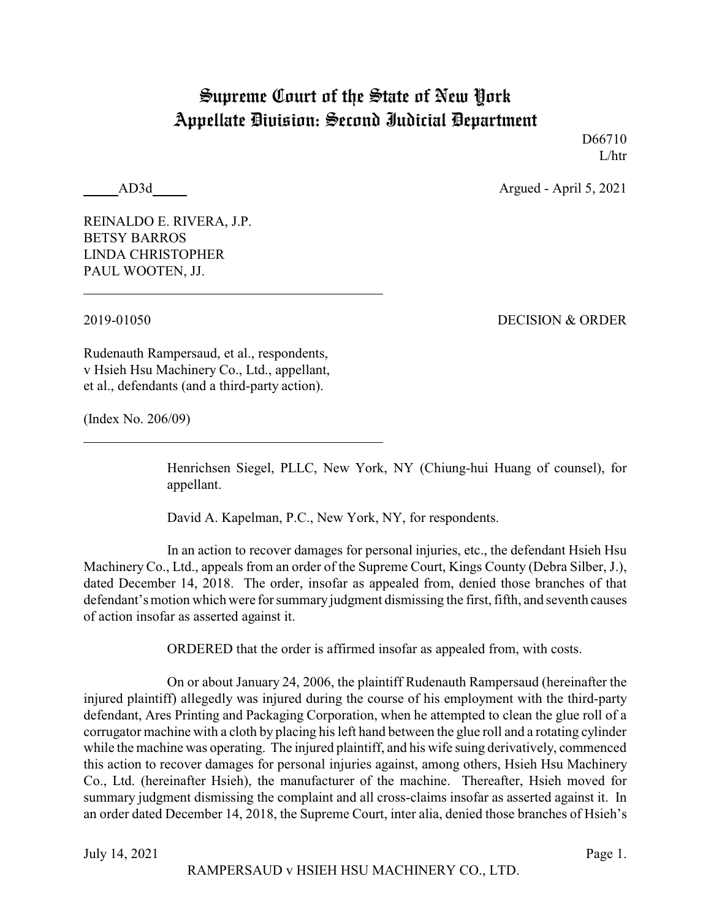# Supreme Court of the State of New York
# Appellate Division: Second Judicial Department

D66710
L/htr

_____AD3d_____ Argued - April 5, 2021

REINALDO E. RIVERA, J.P.
BETSY BARROS
LINDA CHRISTOPHER
PAUL WOOTEN, JJ.

---

2019-01050 DECISION & ORDER

Rudenauth Rampersaud, et al., respondents,
v Hsieh Hsu Machinery Co., Ltd., appellant,
et al., defendants (and a third-party action).

(Index No. 206/09)

---

Henrichsen Siegel, PLLC, New York, NY (Chiung-hui Huang of counsel), for appellant.

David A. Kapelman, P.C., New York, NY, for respondents.

In an action to recover damages for personal injuries, etc., the defendant Hsieh Hsu Machinery Co., Ltd., appeals from an order of the Supreme Court, Kings County (Debra Silber, J.), dated December 14, 2018. The order, insofar as appealed from, denied those branches of that defendant's motion which were for summary judgment dismissing the first, fifth, and seventh causes of action insofar as asserted against it.

ORDERED that the order is affirmed insofar as appealed from, with costs.

On or about January 24, 2006, the plaintiff Rudenauth Rampersaud (hereinafter the injured plaintiff) allegedly was injured during the course of his employment with the third-party defendant, Ares Printing and Packaging Corporation, when he attempted to clean the glue roll of a corrugator machine with a cloth by placing his left hand between the glue roll and a rotating cylinder while the machine was operating. The injured plaintiff, and his wife suing derivatively, commenced this action to recover damages for personal injuries against, among others, Hsieh Hsu Machinery Co., Ltd. (hereinafter Hsieh), the manufacturer of the machine. Thereafter, Hsieh moved for summary judgment dismissing the complaint and all cross-claims insofar as asserted against it. In an order dated December 14, 2018, the Supreme Court, inter alia, denied those branches of Hsieh's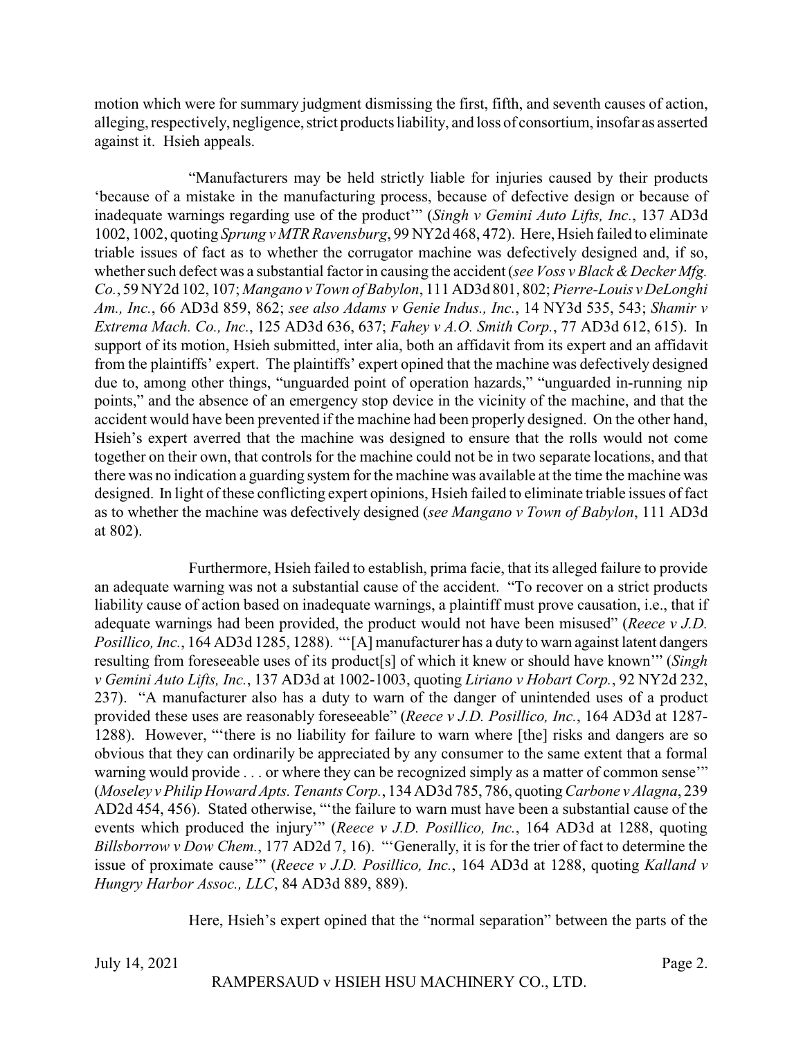motion which were for summary judgment dismissing the first, fifth, and seventh causes of action, alleging, respectively, negligence, strict products liability, and loss of consortium, insofar as asserted against it. Hsieh appeals.

"Manufacturers may be held strictly liable for injuries caused by their products 'because of a mistake in the manufacturing process, because of defective design or because of inadequate warnings regarding use of the product'" (*Singh v Gemini Auto Lifts, Inc.*, 137 AD3d 1002, 1002, quoting *Sprung v MTR Ravensburg*, 99 NY2d 468, 472). Here, Hsieh failed to eliminate triable issues of fact as to whether the corrugator machine was defectively designed and, if so, whether such defect was a substantial factor in causing the accident (*see Voss v Black & Decker Mfg. Co.*, 59 NY2d 102, 107; *Mangano v Town of Babylon*, 111 AD3d 801, 802; *Pierre-Louis v DeLonghi Am., Inc.*, 66 AD3d 859, 862; *see also Adams v Genie Indus., Inc.*, 14 NY3d 535, 543; *Shamir v Extrema Mach. Co., Inc.*, 125 AD3d 636, 637; *Fahey v A.O. Smith Corp.*, 77 AD3d 612, 615). In support of its motion, Hsieh submitted, inter alia, both an affidavit from its expert and an affidavit from the plaintiffs' expert. The plaintiffs' expert opined that the machine was defectively designed due to, among other things, "unguarded point of operation hazards," "unguarded in-running nip points," and the absence of an emergency stop device in the vicinity of the machine, and that the accident would have been prevented if the machine had been properly designed. On the other hand, Hsieh's expert averred that the machine was designed to ensure that the rolls would not come together on their own, that controls for the machine could not be in two separate locations, and that there was no indication a guarding system for the machine was available at the time the machine was designed. In light of these conflicting expert opinions, Hsieh failed to eliminate triable issues of fact as to whether the machine was defectively designed (*see Mangano v Town of Babylon*, 111 AD3d at 802).

Furthermore, Hsieh failed to establish, prima facie, that its alleged failure to provide an adequate warning was not a substantial cause of the accident. "To recover on a strict products liability cause of action based on inadequate warnings, a plaintiff must prove causation, i.e., that if adequate warnings had been provided, the product would not have been misused" (*Reece v J.D. Posillico, Inc.*, 164 AD3d 1285, 1288). "'[A] manufacturer has a duty to warn against latent dangers resulting from foreseeable uses of its product[s] of which it knew or should have known'" (*Singh v Gemini Auto Lifts, Inc.*, 137 AD3d at 1002-1003, quoting *Liriano v Hobart Corp.*, 92 NY2d 232, 237). "A manufacturer also has a duty to warn of the danger of unintended uses of a product provided these uses are reasonably foreseeable" (*Reece v J.D. Posillico, Inc.*, 164 AD3d at 1287-1288). However, "'there is no liability for failure to warn where [the] risks and dangers are so obvious that they can ordinarily be appreciated by any consumer to the same extent that a formal warning would provide . . . or where they can be recognized simply as a matter of common sense'" (*Moseley v Philip Howard Apts. Tenants Corp.*, 134 AD3d 785, 786, quoting *Carbone v Alagna*, 239 AD2d 454, 456). Stated otherwise, "'the failure to warn must have been a substantial cause of the events which produced the injury'" (*Reece v J.D. Posillico, Inc.*, 164 AD3d at 1288, quoting *Billsborrow v Dow Chem.*, 177 AD2d 7, 16). "'Generally, it is for the trier of fact to determine the issue of proximate cause'" (*Reece v J.D. Posillico, Inc.*, 164 AD3d at 1288, quoting *Kalland v Hungry Harbor Assoc., LLC*, 84 AD3d 889, 889).

Here, Hsieh's expert opined that the "normal separation" between the parts of the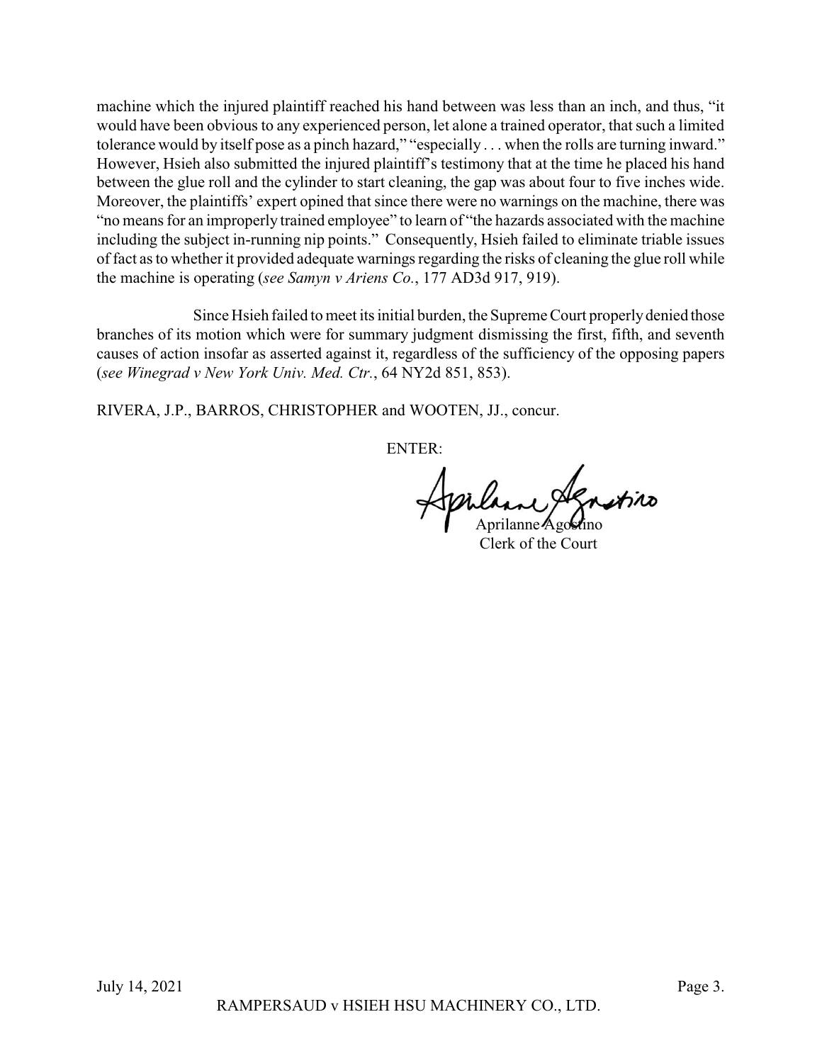machine which the injured plaintiff reached his hand between was less than an inch, and thus, "it would have been obvious to any experienced person, let alone a trained operator, that such a limited tolerance would by itself pose as a pinch hazard," "especially . . . when the rolls are turning inward." However, Hsieh also submitted the injured plaintiff's testimony that at the time he placed his hand between the glue roll and the cylinder to start cleaning, the gap was about four to five inches wide. Moreover, the plaintiffs' expert opined that since there were no warnings on the machine, there was "no means for an improperly trained employee" to learn of "the hazards associated with the machine including the subject in-running nip points." Consequently, Hsieh failed to eliminate triable issues of fact as to whether it provided adequate warnings regarding the risks of cleaning the glue roll while the machine is operating (*see Samyn v Ariens Co.*, 177 AD3d 917, 919).

Since Hsieh failed to meet its initial burden, the Supreme Court properly denied those branches of its motion which were for summary judgment dismissing the first, fifth, and seventh causes of action insofar as asserted against it, regardless of the sufficiency of the opposing papers (*see Winegrad v New York Univ. Med. Ctr.*, 64 NY2d 851, 853).

RIVERA, J.P., BARROS, CHRISTOPHER and WOOTEN, JJ., concur.

ENTER:

Aprilanne Agostino
Clerk of the Court